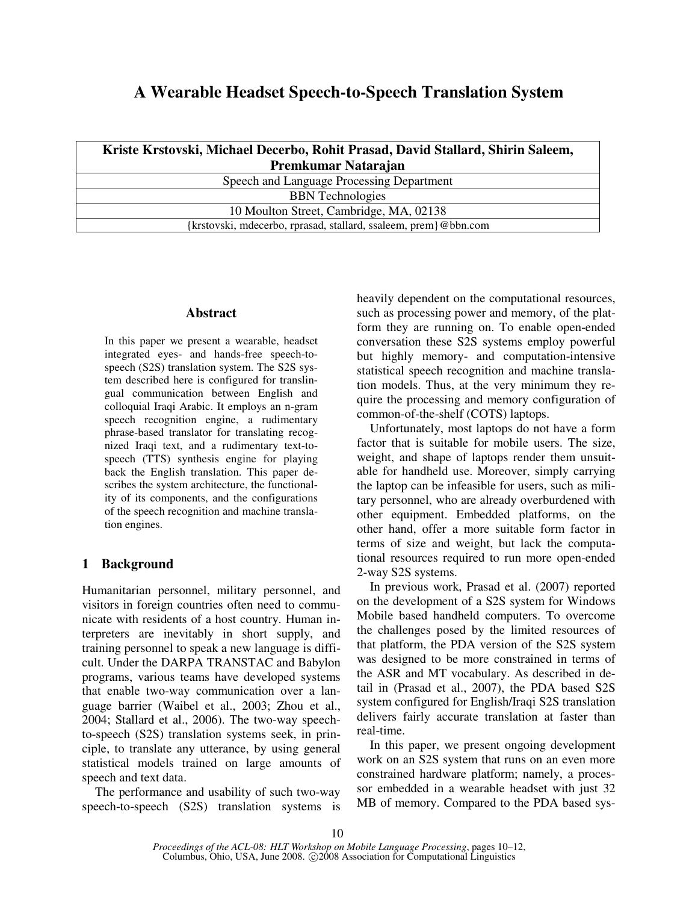# A Wearable Headset Speech-to-Speech Translation System

**Kriste Krstovski, Michael Decerbo, Rohit Prasad, David Stallard, Shirin Saleem, Premkumar Natarajan**

Speech and Language Processing Department

BBN Technologies

10 Moulton Street, Cambridge, MA, 02138

{krstovski, mdecerbo, rprasad, stallard, ssaleem, prem}@bbn.com

## Abstract

In this paper we present a wearable, headset integrated eyes- and hands-free speech-to-speech (S2S) translation system. The S2S system described here is configured for translingual communication between English and colloquial Iraqi Arabic. It employs an n-gram speech recognition engine, a rudimentary phrase-based translator for translating recognized Iraqi text, and a rudimentary text-to-speech (TTS) synthesis engine for playing back the English translation. This paper describes the system architecture, the functionality of its components, and the configurations of the speech recognition and machine translation engines.

## 1 Background

Humanitarian personnel, military personnel, and visitors in foreign countries often need to communicate with residents of a host country. Human interpreters are inevitably in short supply, and training personnel to speak a new language is difficult. Under the DARPA TRANSTAC and Babylon programs, various teams have developed systems that enable two-way communication over a language barrier (Waibel et al., 2003; Zhou et al., 2004; Stallard et al., 2006). The two-way speech-to-speech (S2S) translation systems seek, in principle, to translate any utterance, by using general statistical models trained on large amounts of speech and text data.

The performance and usability of such two-way speech-to-speech (S2S) translation systems is heavily dependent on the computational resources, such as processing power and memory, of the platform they are running on. To enable open-ended conversation these S2S systems employ powerful but highly memory- and computation-intensive statistical speech recognition and machine translation models. Thus, at the very minimum they require the processing and memory configuration of common-of-the-shelf (COTS) laptops.

Unfortunately, most laptops do not have a form factor that is suitable for mobile users. The size, weight, and shape of laptops render them unsuitable for handheld use. Moreover, simply carrying the laptop can be infeasible for users, such as military personnel, who are already overburdened with other equipment. Embedded platforms, on the other hand, offer a more suitable form factor in terms of size and weight, but lack the computational resources required to run more open-ended 2-way S2S systems.

In previous work, Prasad et al. (2007) reported on the development of a S2S system for Windows Mobile based handheld computers. To overcome the challenges posed by the limited resources of that platform, the PDA version of the S2S system was designed to be more constrained in terms of the ASR and MT vocabulary. As described in detail in (Prasad et al., 2007), the PDA based S2S system configured for English/Iraqi S2S translation delivers fairly accurate translation at faster than real-time.

In this paper, we present ongoing development work on an S2S system that runs on an even more constrained hardware platform; namely, a processor embedded in a wearable headset with just 32 MB of memory. Compared to the PDA based sys-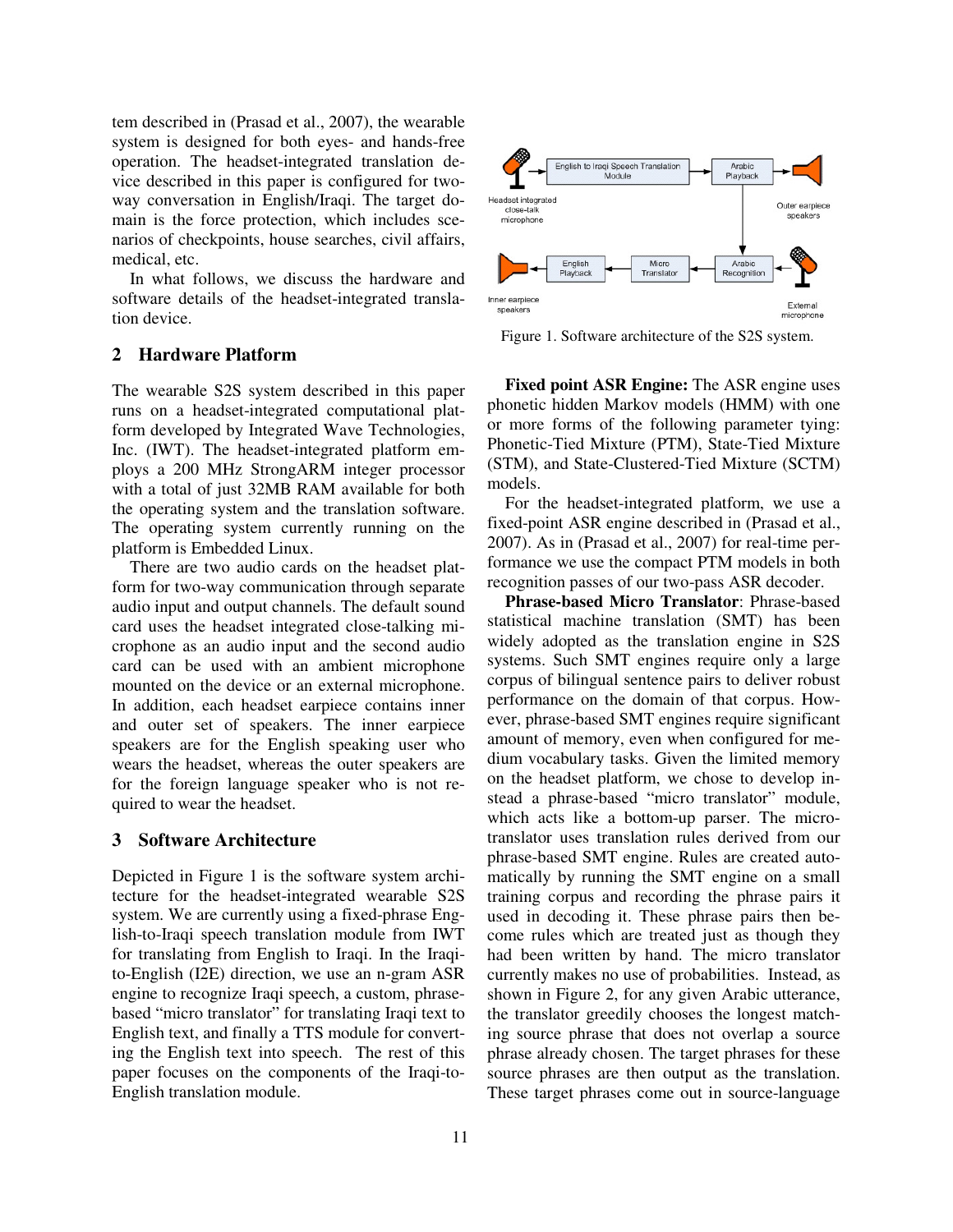tem described in (Prasad et al., 2007), the wearable system is designed for both eyes- and hands-free operation. The headset-integrated translation device described in this paper is configured for two-way conversation in English/Iraqi. The target domain is the force protection, which includes scenarios of checkpoints, house searches, civil affairs, medical, etc.

In what follows, we discuss the hardware and software details of the headset-integrated translation device.

## 2 Hardware Platform

The wearable S2S system described in this paper runs on a headset-integrated computational platform developed by Integrated Wave Technologies, Inc. (IWT). The headset-integrated platform employs a 200 MHz StrongARM integer processor with a total of just 32MB RAM available for both the operating system and the translation software. The operating system currently running on the platform is Embedded Linux.

There are two audio cards on the headset platform for two-way communication through separate audio input and output channels. The default sound card uses the headset integrated close-talking microphone as an audio input and the second audio card can be used with an ambient microphone mounted on the device or an external microphone. In addition, each headset earpiece contains inner and outer set of speakers. The inner earpiece speakers are for the English speaking user who wears the headset, whereas the outer speakers are for the foreign language speaker who is not required to wear the headset.

## 3 Software Architecture

Depicted in Figure 1 is the software system architecture for the headset-integrated wearable S2S system. We are currently using a fixed-phrase English-to-Iraqi speech translation module from IWT for translating from English to Iraqi. In the Iraqi-to-English (I2E) direction, we use an n-gram ASR engine to recognize Iraqi speech, a custom, phrase-based "micro translator" for translating Iraqi text to English text, and finally a TTS module for converting the English text into speech. The rest of this paper focuses on the components of the Iraqi-to-English translation module.

Figure 1. Software architecture of the S2S system.

**Fixed point ASR Engine:** The ASR engine uses phonetic hidden Markov models (HMM) with one or more forms of the following parameter tying: Phonetic-Tied Mixture (PTM), State-Tied Mixture (STM), and State-Clustered-Tied Mixture (SCTM) models.

For the headset-integrated platform, we use a fixed-point ASR engine described in (Prasad et al., 2007). As in (Prasad et al., 2007) for real-time performance we use the compact PTM models in both recognition passes of our two-pass ASR decoder.

**Phrase-based Micro Translator**: Phrase-based statistical machine translation (SMT) has been widely adopted as the translation engine in S2S systems. Such SMT engines require only a large corpus of bilingual sentence pairs to deliver robust performance on the domain of that corpus. However, phrase-based SMT engines require significant amount of memory, even when configured for medium vocabulary tasks. Given the limited memory on the headset platform, we chose to develop instead a phrase-based "micro translator" module, which acts like a bottom-up parser. The micro-translator uses translation rules derived from our phrase-based SMT engine. Rules are created automatically by running the SMT engine on a small training corpus and recording the phrase pairs it used in decoding it. These phrase pairs then become rules which are treated just as though they had been written by hand. The micro translator currently makes no use of probabilities. Instead, as shown in Figure 2, for any given Arabic utterance, the translator greedily chooses the longest matching source phrase that does not overlap a source phrase already chosen. The target phrases for these source phrases are then output as the translation. These target phrases come out in source-language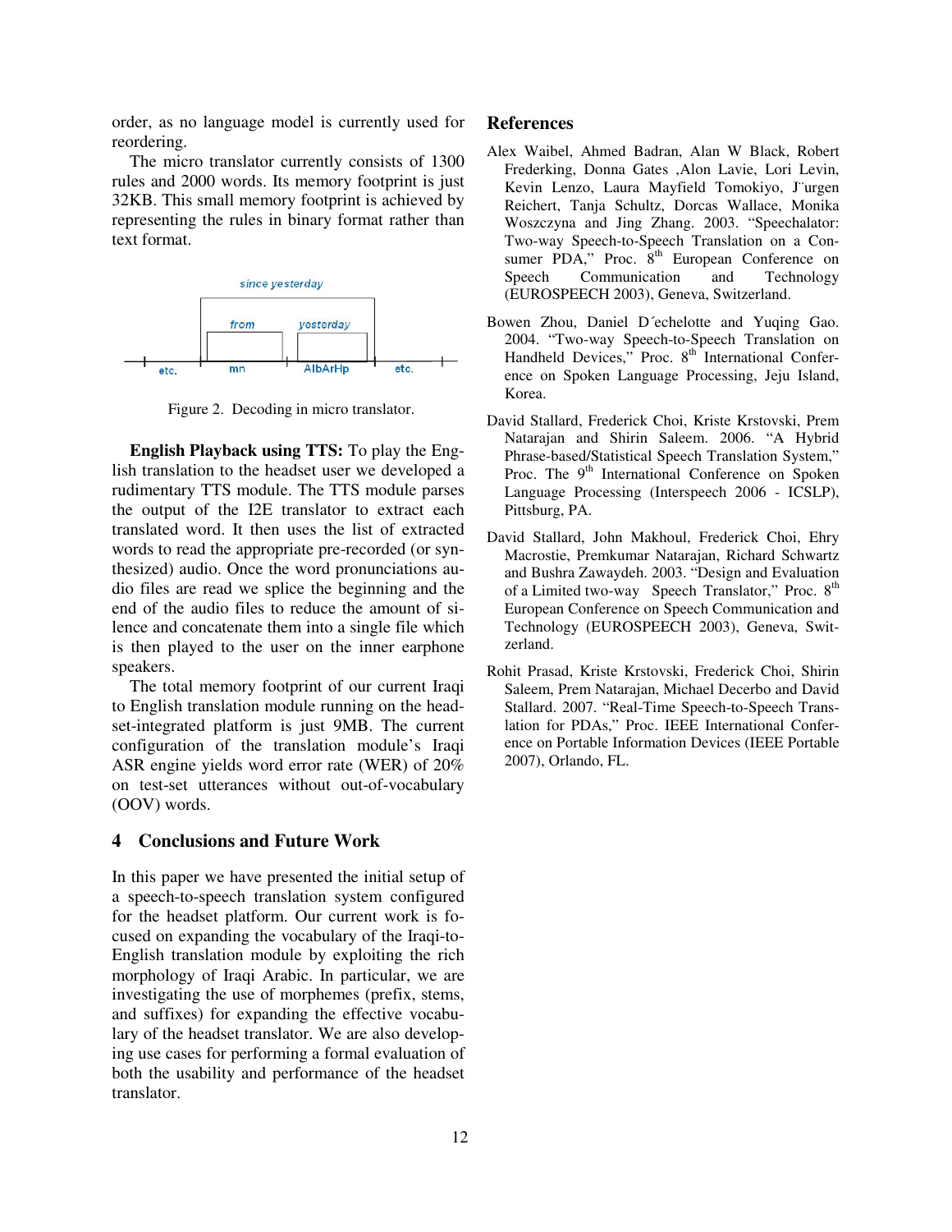order, as no language model is currently used for reordering.

The micro translator currently consists of 1300 rules and 2000 words. Its memory footprint is just 32KB. This small memory footprint is achieved by representing the rules in binary format rather than text format.

since yesterday

from

yesterday

etc.

mn

AlbArHp

etc.

Figure 2. Decoding in micro translator.

**English Playback using TTS:** To play the English translation to the headset user we developed a rudimentary TTS module. The TTS module parses the output of the I2E translator to extract each translated word. It then uses the list of extracted words to read the appropriate pre-recorded (or synthesized) audio. Once the word pronunciations audio files are read we splice the beginning and the end of the audio files to reduce the amount of silence and concatenate them into a single file which is then played to the user on the inner earphone speakers.

The total memory footprint of our current Iraqi to English translation module running on the headset-integrated platform is just 9MB. The current configuration of the translation module's Iraqi ASR engine yields word error rate (WER) of 20% on test-set utterances without out-of-vocabulary (OOV) words.

## 4 Conclusions and Future Work

In this paper we have presented the initial setup of a speech-to-speech translation system configured for the headset platform. Our current work is focused on expanding the vocabulary of the Iraqi-to-English translation module by exploiting the rich morphology of Iraqi Arabic. In particular, we are investigating the use of morphemes (prefix, stems, and suffixes) for expanding the effective vocabulary of the headset translator. We are also developing use cases for performing a formal evaluation of both the usability and performance of the headset translator.

## References

Alex Waibel, Ahmed Badran, Alan W Black, Robert Frederking, Donna Gates ,Alon Lavie, Lori Levin, Kevin Lenzo, Laura Mayfield Tomokiyo, J¨urgen Reichert, Tanja Schultz, Dorcas Wallace, Monika Woszczyna and Jing Zhang. 2003. "Speechalator: Two-way Speech-to-Speech Translation on a Consumer PDA," Proc. 8th European Conference on Speech Communication and Technology (EUROSPEECH 2003), Geneva, Switzerland.

Bowen Zhou, Daniel D´echelotte and Yuqing Gao. 2004. "Two-way Speech-to-Speech Translation on Handheld Devices," Proc. 8th International Conference on Spoken Language Processing, Jeju Island, Korea.

David Stallard, Frederick Choi, Kriste Krstovski, Prem Natarajan and Shirin Saleem. 2006. "A Hybrid Phrase-based/Statistical Speech Translation System," Proc. The 9th International Conference on Spoken Language Processing (Interspeech 2006 - ICSLP), Pittsburg, PA.

David Stallard, John Makhoul, Frederick Choi, Ehry Macrostie, Premkumar Natarajan, Richard Schwartz and Bushra Zawaydeh. 2003. "Design and Evaluation of a Limited two-way Speech Translator," Proc. 8th European Conference on Speech Communication and Technology (EUROSPEECH 2003), Geneva, Switzerland.

Rohit Prasad, Kriste Krstovski, Frederick Choi, Shirin Saleem, Prem Natarajan, Michael Decerbo and David Stallard. 2007. "Real-Time Speech-to-Speech Translation for PDAs," Proc. IEEE International Conference on Portable Information Devices (IEEE Portable 2007), Orlando, FL.